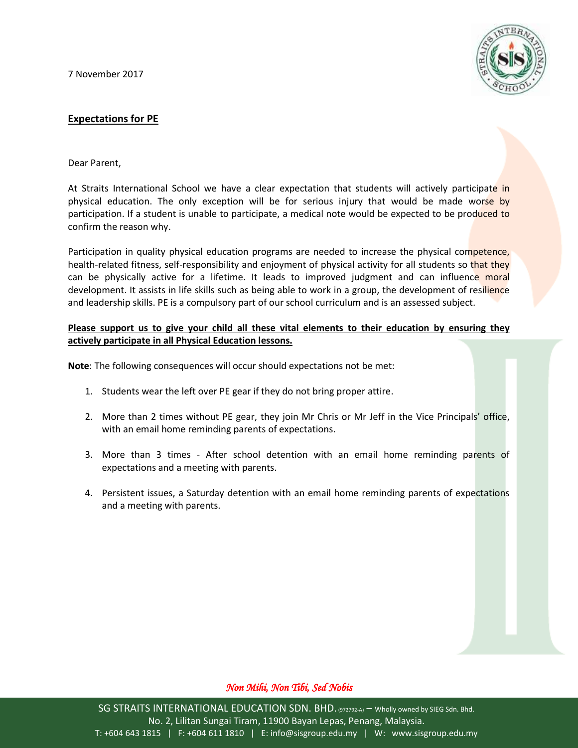7 November 2017

## Expectations for PE

Dear Parent,

At Straits International School we have a clear expectation that students will actively participate in physical education. The only exception will be for serious injury that would be made worse by participation. If a student is unable to participate, a medical note would be expected to be produced to confirm the reason why.

Participation in quality physical education programs are needed to increase the physical competence, health-related fitness, self-responsibility and enjoyment of physical activity for all students so that they can be physically active for a lifetime. It leads to improved judgment and can influence moral development. It assists in life skills such as being able to work in a group, the development of resilience and leadership skills. PE is a compulsory part of our school curriculum and is an assessed subject.

**Please support us to give your child all these vital elements to their education by ensuring they actively participate in all Physical Education lessons.**

**Note**: The following consequences will occur should expectations not be met:

1. Students wear the left over PE gear if they do not bring proper attire.
2. More than 2 times without PE gear, they join Mr Chris or Mr Jeff in the Vice Principals' office, with an email home reminding parents of expectations.
3. More than 3 times - After school detention with an email home reminding parents of expectations and a meeting with parents.
4. Persistent issues, a Saturday detention with an email home reminding parents of expectations and a meeting with parents.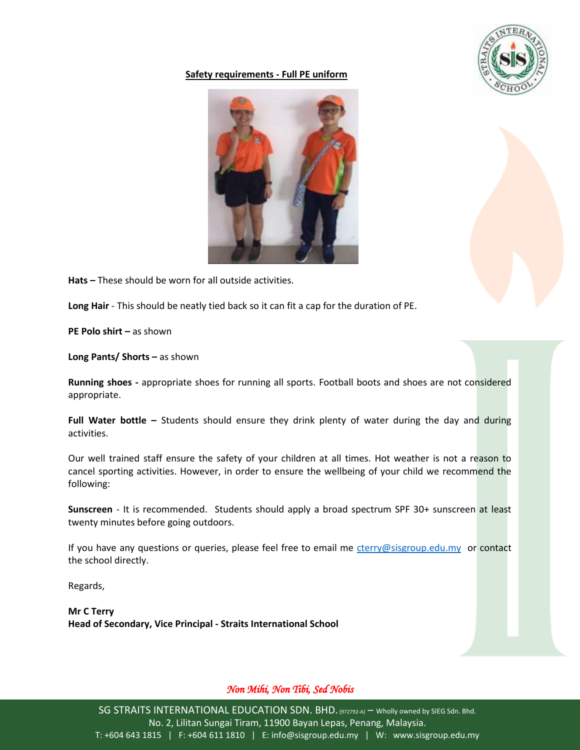**Safety requirements - Full PE uniform**

**Hats –** These should be worn for all outside activities.

**Long Hair** - This should be neatly tied back so it can fit a cap for the duration of PE.

**PE Polo shirt –** as shown

**Long Pants/ Shorts –** as shown

**Running shoes -** appropriate shoes for running all sports. Football boots and shoes are not considered appropriate.

**Full Water bottle –** Students should ensure they drink plenty of water during the day and during activities.

Our well trained staff ensure the safety of your children at all times. Hot weather is not a reason to cancel sporting activities. However, in order to ensure the wellbeing of your child we recommend the following:

**Sunscreen** - It is recommended. Students should apply a broad spectrum SPF 30+ sunscreen at least twenty minutes before going outdoors.

If you have any questions or queries, please feel free to email me cterry@sisgroup.edu.my or contact the school directly.

Regards,

**Mr C Terry**
**Head of Secondary, Vice Principal - Straits International School**

*Non Mihi, Non Tibi, Sed Nobis*

SG STRAITS INTERNATIONAL EDUCATION SDN. BHD. (972792-A) – Wholly owned by SIEG Sdn. Bhd.
No. 2, Lilitan Sungai Tiram, 11900 Bayan Lepas, Penang, Malaysia.
T: +604 643 1815 | F: +604 611 1810 | E: info@sisgroup.edu.my | W: www.sisgroup.edu.my